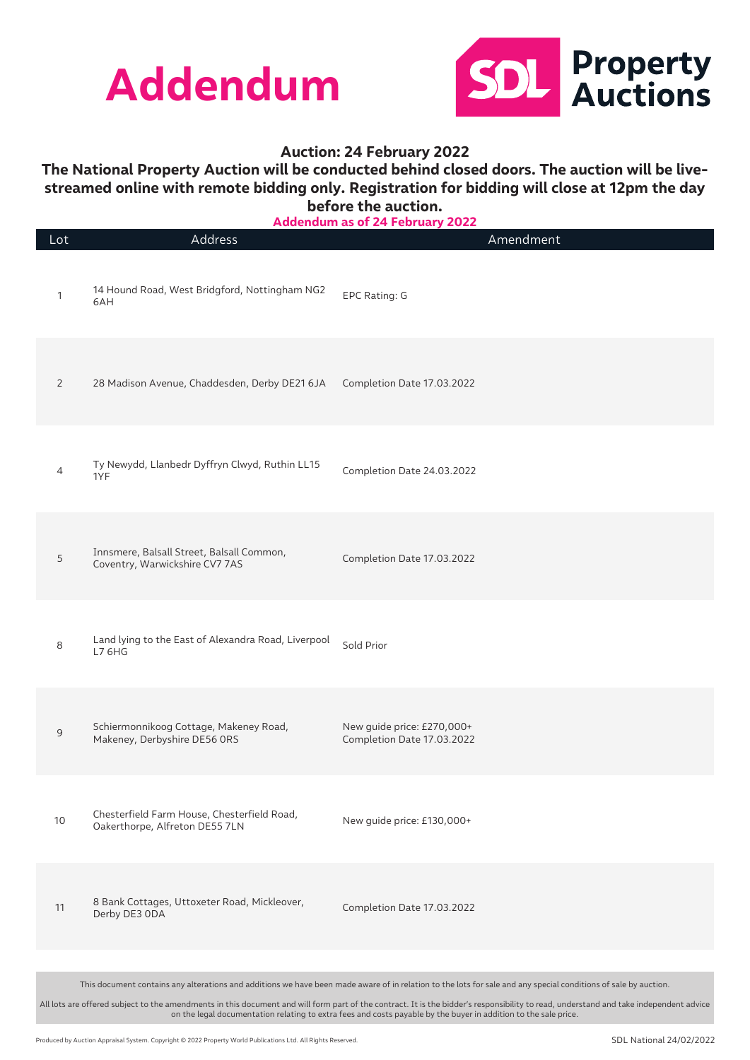# Addendum

**SDL Property Auctions**

**Auction: 24 February 2022**

**The National Property Auction will be conducted behind closed doors. The auction will be live-streamed online with remote bidding only. Registration for bidding will close at 12pm the day before the auction.**

**Addendum as of 24 February 2022**

| Lot | Address | Amendment |
|---|---|---|
| 1 | 14 Hound Road, West Bridgford, Nottingham NG2 6AH | EPC Rating: G |
| 2 | 28 Madison Avenue, Chaddesden, Derby DE21 6JA | Completion Date 17.03.2022 |
| 4 | Ty Newydd, Llanbedr Dyffryn Clwyd, Ruthin LL15 1YF | Completion Date 24.03.2022 |
| 5 | Innsmere, Balsall Street, Balsall Common, Coventry, Warwickshire CV7 7AS | Completion Date 17.03.2022 |
| 8 | Land lying to the East of Alexandra Road, Liverpool L7 6HG | Sold Prior |
| 9 | Schiermonnikoog Cottage, Makeney Road, Makeney, Derbyshire DE56 0RS | New guide price: £270,000+<br>Completion Date 17.03.2022 |
| 10 | Chesterfield Farm House, Chesterfield Road, Oakerthorpe, Alfreton DE55 7LN | New guide price: £130,000+ |
| 11 | 8 Bank Cottages, Uttoxeter Road, Mickleover, Derby DE3 0DA | Completion Date 17.03.2022 |

This document contains any alterations and additions we have been made aware of in relation to the lots for sale and any special conditions of sale by auction.

All lots are offered subject to the amendments in this document and will form part of the contract. It is the bidder's responsibility to read, understand and take independent advice on the legal documentation relating to extra fees and costs payable by the buyer in addition to the sale price.

Produced by Auction Appraisal System. Copyright © 2022 Property World Publications Ltd. All Rights Reserved.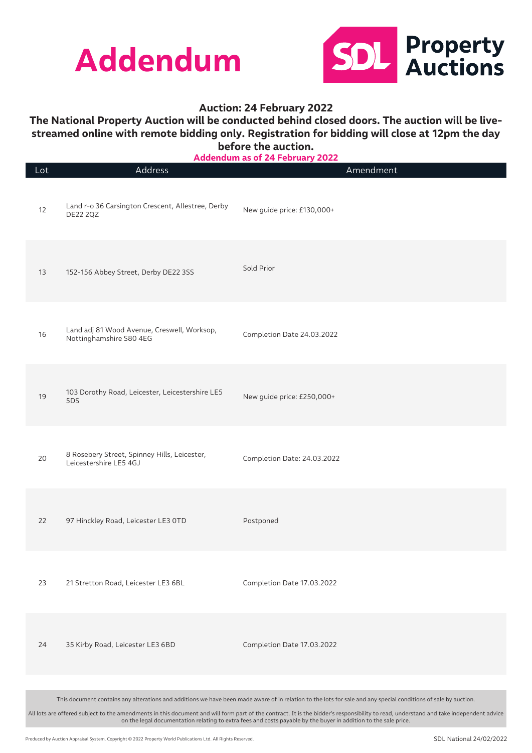# Addendum

**SDL Property Auctions**

**Auction: 24 February 2022**

**The National Property Auction will be conducted behind closed doors. The auction will be live-streamed online with remote bidding only. Registration for bidding will close at 12pm the day before the auction.**

**Addendum as of 24 February 2022**

| Lot | Address | Amendment |
|---|---|---|
| 12 | Land r-o 36 Carsington Crescent, Allestree, Derby DE22 2QZ | New guide price: £130,000+ |
| 13 | 152-156 Abbey Street, Derby DE22 3SS | Sold Prior |
| 16 | Land adj 81 Wood Avenue, Creswell, Worksop, Nottinghamshire S80 4EG | Completion Date 24.03.2022 |
| 19 | 103 Dorothy Road, Leicester, Leicestershire LE5 5DS | New guide price: £250,000+ |
| 20 | 8 Rosebery Street, Spinney Hills, Leicester, Leicestershire LE5 4GJ | Completion Date: 24.03.2022 |
| 22 | 97 Hinckley Road, Leicester LE3 0TD | Postponed |
| 23 | 21 Stretton Road, Leicester LE3 6BL | Completion Date 17.03.2022 |
| 24 | 35 Kirby Road, Leicester LE3 6BD | Completion Date 17.03.2022 |

This document contains any alterations and additions we have been made aware of in relation to the lots for sale and any special conditions of sale by auction.

All lots are offered subject to the amendments in this document and will form part of the contract. It is the bidder's responsibility to read, understand and take independent advice on the legal documentation relating to extra fees and costs payable by the buyer in addition to the sale price.

Produced by Auction Appraisal System. Copyright © 2022 Property World Publications Ltd. All Rights Reserved.

SDL National 24/02/2022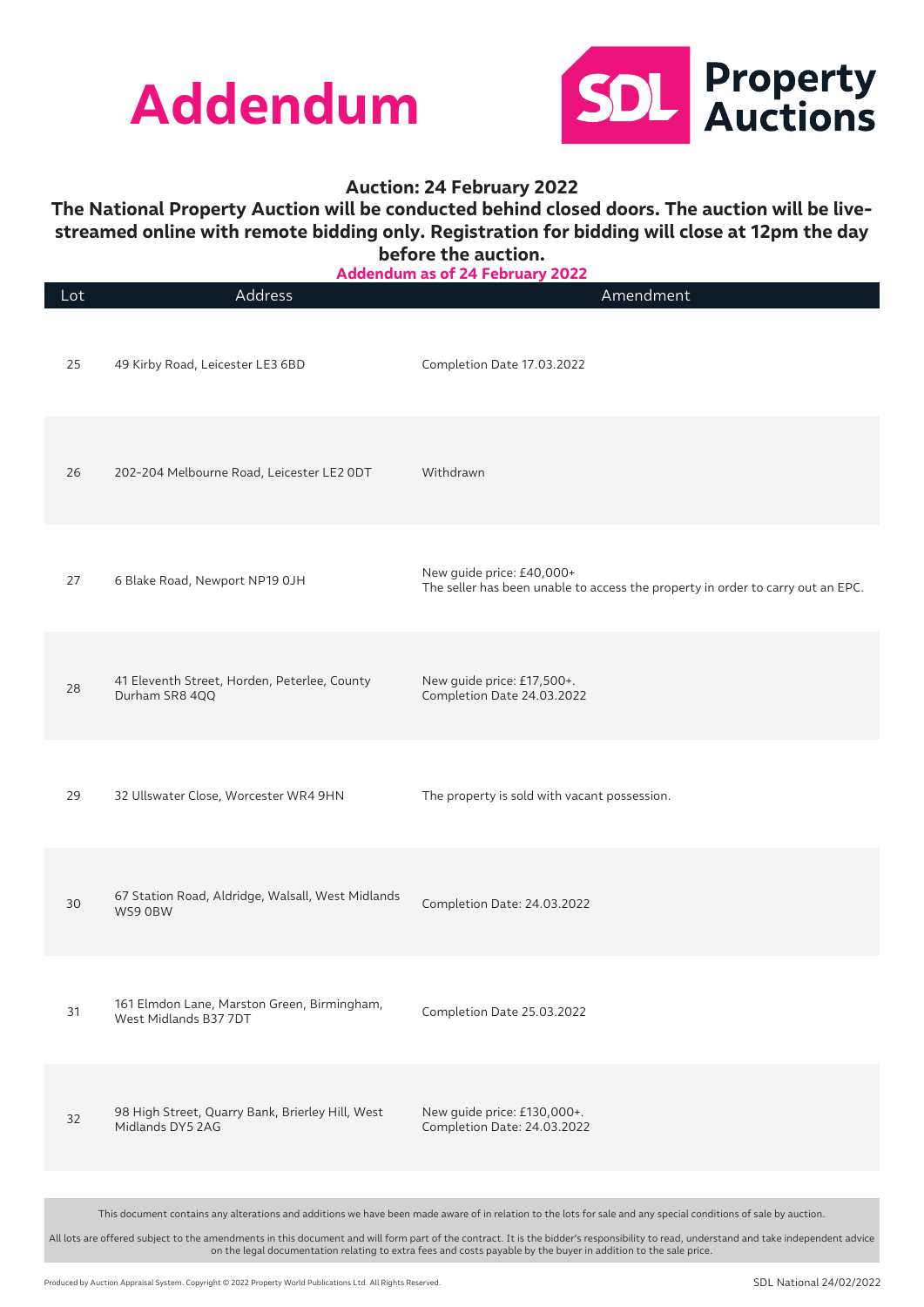# Addendum

SDL Property Auctions

**Auction: 24 February 2022**

**The National Property Auction will be conducted behind closed doors. The auction will be live-streamed online with remote bidding only. Registration for bidding will close at 12pm the day before the auction.**

**Addendum as of 24 February 2022**

| Lot | Address | Amendment |
|---|---|---|
| 25 | 49 Kirby Road, Leicester LE3 6BD | Completion Date 17.03.2022 |
| 26 | 202-204 Melbourne Road, Leicester LE2 0DT | Withdrawn |
| 27 | 6 Blake Road, Newport NP19 0JH | New guide price: £40,000+<br>The seller has been unable to access the property in order to carry out an EPC. |
| 28 | 41 Eleventh Street, Horden, Peterlee, County Durham SR8 4QQ | New guide price: £17,500+.<br>Completion Date 24.03.2022 |
| 29 | 32 Ullswater Close, Worcester WR4 9HN | The property is sold with vacant possession. |
| 30 | 67 Station Road, Aldridge, Walsall, West Midlands WS9 0BW | Completion Date: 24.03.2022 |
| 31 | 161 Elmdon Lane, Marston Green, Birmingham, West Midlands B37 7DT | Completion Date 25.03.2022 |
| 32 | 98 High Street, Quarry Bank, Brierley Hill, West Midlands DY5 2AG | New guide price: £130,000+.<br>Completion Date: 24.03.2022 |

This document contains any alterations and additions we have been made aware of in relation to the lots for sale and any special conditions of sale by auction.

All lots are offered subject to the amendments in this document and will form part of the contract. It is the bidder's responsibility to read, understand and take independent advice on the legal documentation relating to extra fees and costs payable by the buyer in addition to the sale price.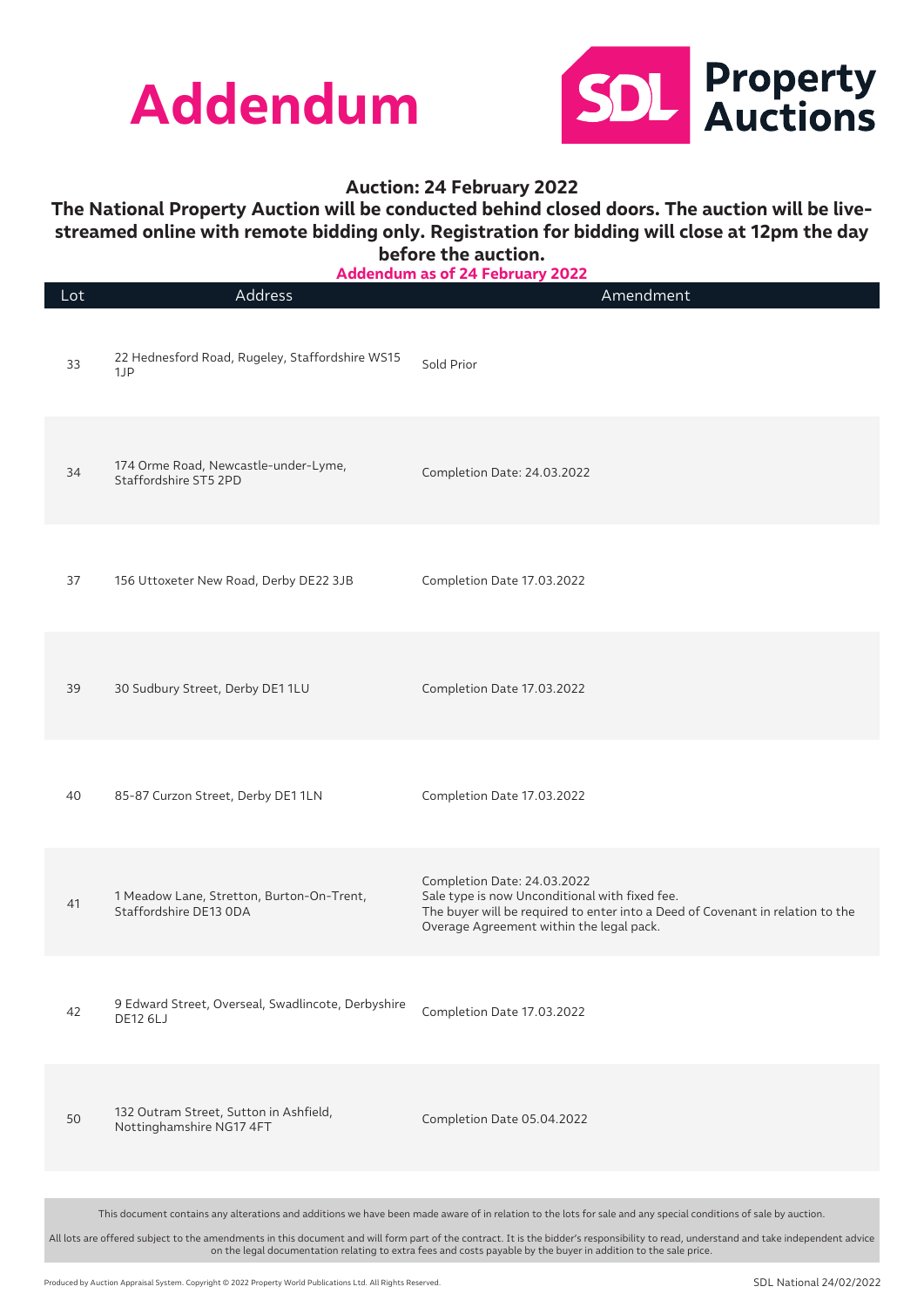# Addendum

SDL Property Auctions

**Auction: 24 February 2022**

**The National Property Auction will be conducted behind closed doors. The auction will be live-streamed online with remote bidding only. Registration for bidding will close at 12pm the day before the auction.**

**Addendum as of 24 February 2022**

| Lot | Address | Amendment |
|---|---|---|
| 33 | 22 Hednesford Road, Rugeley, Staffordshire WS15 1JP | Sold Prior |
| 34 | 174 Orme Road, Newcastle-under-Lyme, Staffordshire ST5 2PD | Completion Date: 24.03.2022 |
| 37 | 156 Uttoxeter New Road, Derby DE22 3JB | Completion Date 17.03.2022 |
| 39 | 30 Sudbury Street, Derby DE1 1LU | Completion Date 17.03.2022 |
| 40 | 85-87 Curzon Street, Derby DE1 1LN | Completion Date 17.03.2022 |
| 41 | 1 Meadow Lane, Stretton, Burton-On-Trent, Staffordshire DE13 0DA | Completion Date: 24.03.2022<br>Sale type is now Unconditional with fixed fee.<br>The buyer will be required to enter into a Deed of Covenant in relation to the Overage Agreement within the legal pack. |
| 42 | 9 Edward Street, Overseal, Swadlincote, Derbyshire DE12 6LJ | Completion Date 17.03.2022 |
| 50 | 132 Outram Street, Sutton in Ashfield, Nottinghamshire NG17 4FT | Completion Date 05.04.2022 |

This document contains any alterations and additions we have been made aware of in relation to the lots for sale and any special conditions of sale by auction.

All lots are offered subject to the amendments in this document and will form part of the contract. It is the bidder's responsibility to read, understand and take independent advice on the legal documentation relating to extra fees and costs payable by the buyer in addition to the sale price.

Produced by Auction Appraisal System. Copyright © 2022 Property World Publications Ltd. All Rights Reserved.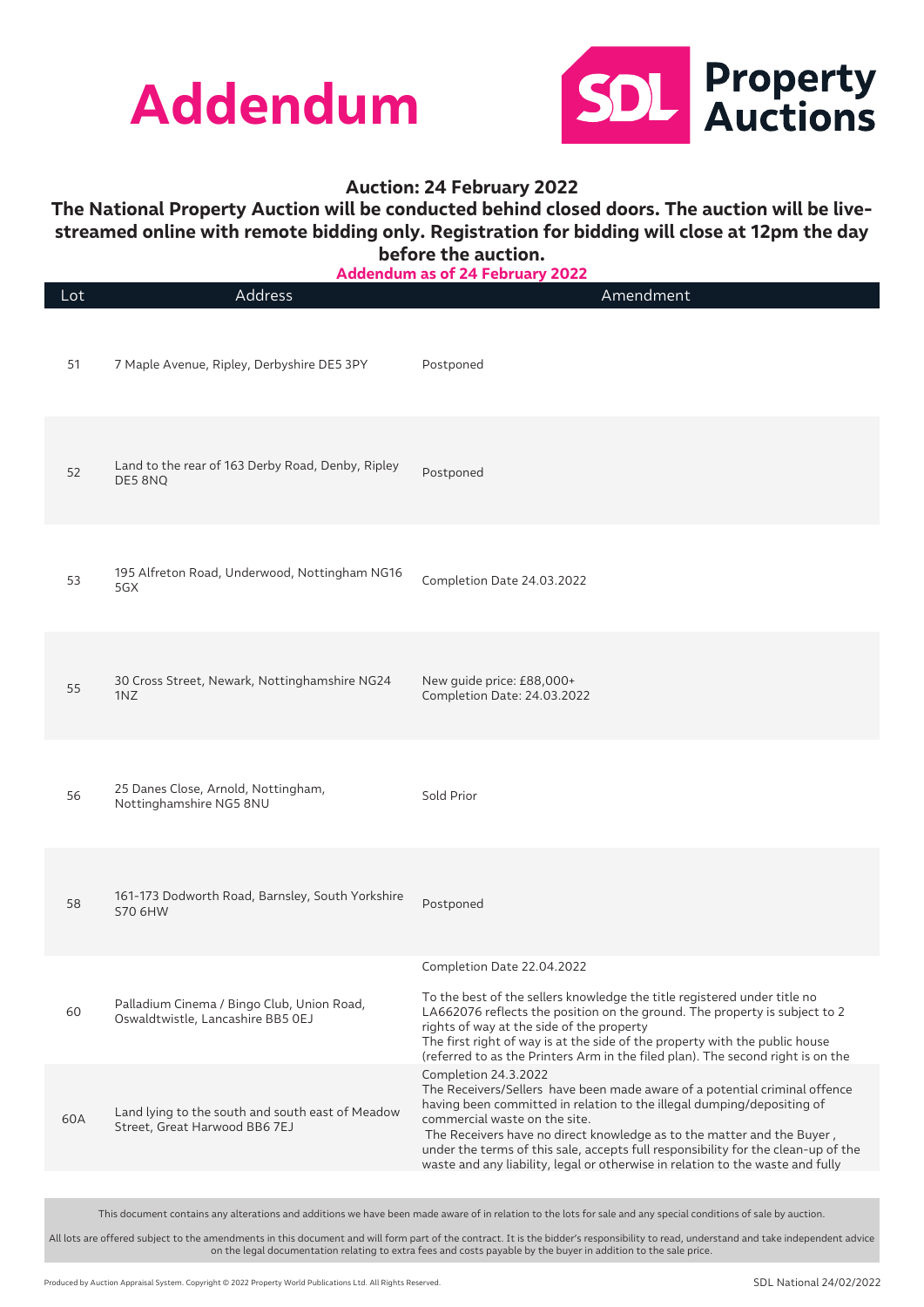# Addendum

SDL Property Auctions

**Auction: 24 February 2022**

**The National Property Auction will be conducted behind closed doors. The auction will be live-streamed online with remote bidding only. Registration for bidding will close at 12pm the day before the auction.**

**Addendum as of 24 February 2022**

| Lot | Address | Amendment |
|---|---|---|
| 51 | 7 Maple Avenue, Ripley, Derbyshire DE5 3PY | Postponed |
| 52 | Land to the rear of 163 Derby Road, Denby, Ripley DE5 8NQ | Postponed |
| 53 | 195 Alfreton Road, Underwood, Nottingham NG16 5GX | Completion Date 24.03.2022 |
| 55 | 30 Cross Street, Newark, Nottinghamshire NG24 1NZ | New guide price: £88,000+<br>Completion Date: 24.03.2022 |
| 56 | 25 Danes Close, Arnold, Nottingham, Nottinghamshire NG5 8NU | Sold Prior |
| 58 | 161-173 Dodworth Road, Barnsley, South Yorkshire S70 6HW | Postponed |
| 60 | Palladium Cinema / Bingo Club, Union Road, Oswaldtwistle, Lancashire BB5 0EJ | Completion Date 22.04.2022<br><br>To the best of the sellers knowledge the title registered under title no LA662076 reflects the position on the ground. The property is subject to 2 rights of way at the side of the property<br>The first right of way is at the side of the property with the public house (referred to as the Printers Arm in the filed plan). The second right is on the |
| 60A | Land lying to the south and south east of Meadow Street, Great Harwood BB6 7EJ | Completion 24.3.2022<br>The Receivers/Sellers have been made aware of a potential criminal offence having been committed in relation to the illegal dumping/depositing of commercial waste on the site.<br>The Receivers have no direct knowledge as to the matter and the Buyer , under the terms of this sale, accepts full responsibility for the clean-up of the waste and any liability, legal or otherwise in relation to the waste and fully |

This document contains any alterations and additions we have been made aware of in relation to the lots for sale and any special conditions of sale by auction.

All lots are offered subject to the amendments in this document and will form part of the contract. It is the bidder's responsibility to read, understand and take independent advice on the legal documentation relating to extra fees and costs payable by the buyer in addition to the sale price.

Produced by Auction Appraisal System. Copyright © 2022 Property World Publications Ltd. All Rights Reserved.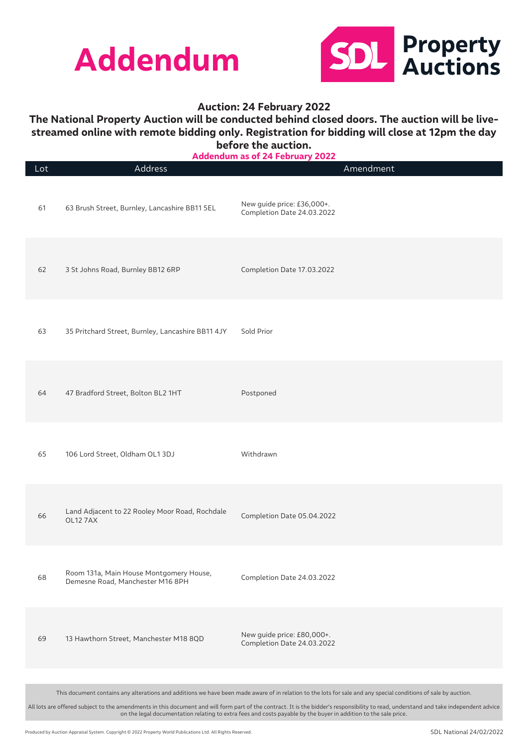# Addendum

SDL Property Auctions

**Auction: 24 February 2022**

**The National Property Auction will be conducted behind closed doors. The auction will be live-streamed online with remote bidding only. Registration for bidding will close at 12pm the day before the auction.**

**Addendum as of 24 February 2022**

| Lot | Address | Amendment |
|---|---|---|
| 61 | 63 Brush Street, Burnley, Lancashire BB11 5EL | New guide price: £36,000+. Completion Date 24.03.2022 |
| 62 | 3 St Johns Road, Burnley BB12 6RP | Completion Date 17.03.2022 |
| 63 | 35 Pritchard Street, Burnley, Lancashire BB11 4JY | Sold Prior |
| 64 | 47 Bradford Street, Bolton BL2 1HT | Postponed |
| 65 | 106 Lord Street, Oldham OL1 3DJ | Withdrawn |
| 66 | Land Adjacent to 22 Rooley Moor Road, Rochdale OL12 7AX | Completion Date 05.04.2022 |
| 68 | Room 131a, Main House Montgomery House, Demesne Road, Manchester M16 8PH | Completion Date 24.03.2022 |
| 69 | 13 Hawthorn Street, Manchester M18 8QD | New guide price: £80,000+. Completion Date 24.03.2022 |

This document contains any alterations and additions we have been made aware of in relation to the lots for sale and any special conditions of sale by auction.

All lots are offered subject to the amendments in this document and will form part of the contract. It is the bidder's responsibility to read, understand and take independent advice on the legal documentation relating to extra fees and costs payable by the buyer in addition to the sale price.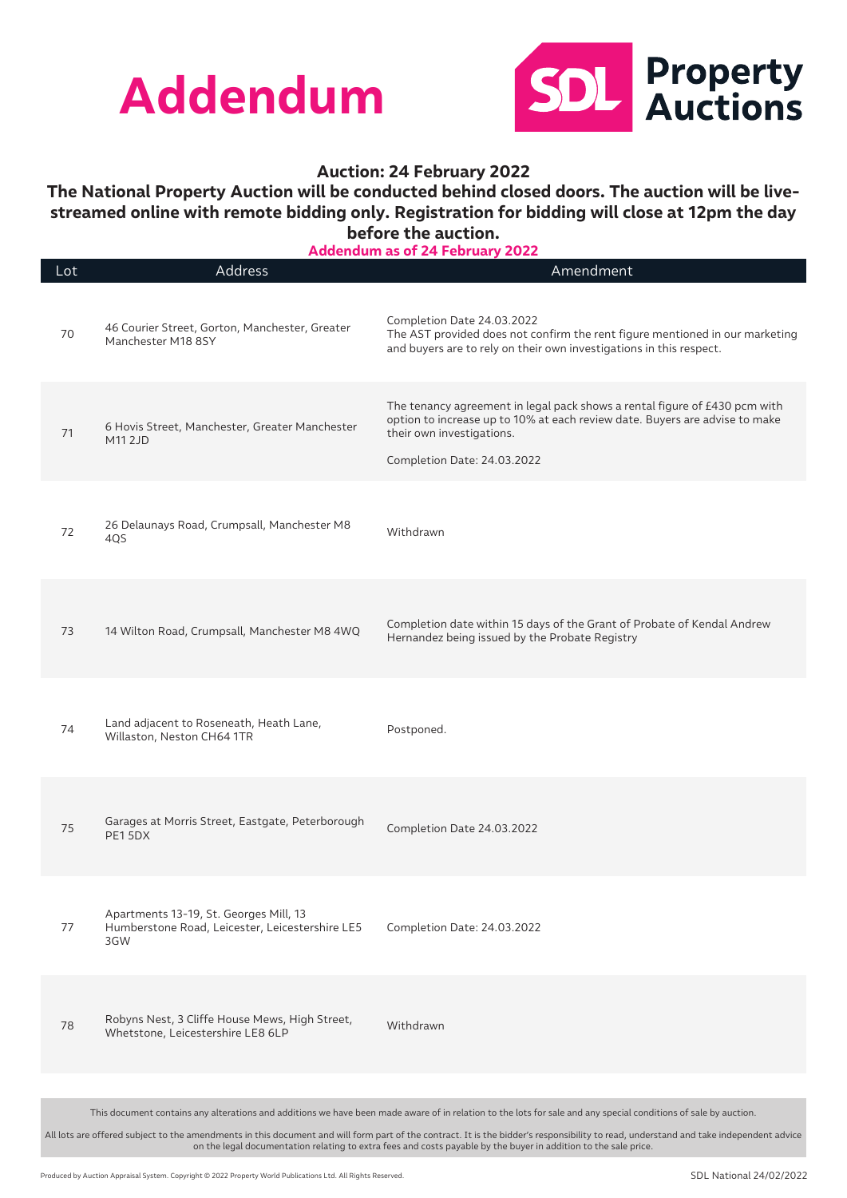# Addendum

**SDL Property Auctions**

### Auction: 24 February 2022

**The National Property Auction will be conducted behind closed doors. The auction will be live-streamed online with remote bidding only. Registration for bidding will close at 12pm the day before the auction.**

**Addendum as of 24 February 2022**

| Lot | Address | Amendment |
|---|---|---|
| 70 | 46 Courier Street, Gorton, Manchester, Greater Manchester M18 8SY | Completion Date 24.03.2022<br>The AST provided does not confirm the rent figure mentioned in our marketing and buyers are to rely on their own investigations in this respect. |
| 71 | 6 Hovis Street, Manchester, Greater Manchester M11 2JD | The tenancy agreement in legal pack shows a rental figure of £430 pcm with option to increase up to 10% at each review date. Buyers are advise to make their own investigations.<br><br>Completion Date: 24.03.2022 |
| 72 | 26 Delaunays Road, Crumpsall, Manchester M8 4QS | Withdrawn |
| 73 | 14 Wilton Road, Crumpsall, Manchester M8 4WQ | Completion date within 15 days of the Grant of Probate of Kendal Andrew Hernandez being issued by the Probate Registry |
| 74 | Land adjacent to Roseneath, Heath Lane, Willaston, Neston CH64 1TR | Postponed. |
| 75 | Garages at Morris Street, Eastgate, Peterborough PE1 5DX | Completion Date 24.03.2022 |
| 77 | Apartments 13-19, St. Georges Mill, 13 Humberstone Road, Leicester, Leicestershire LE5 3GW | Completion Date: 24.03.2022 |
| 78 | Robyns Nest, 3 Cliffe House Mews, High Street, Whetstone, Leicestershire LE8 6LP | Withdrawn |

This document contains any alterations and additions we have been made aware of in relation to the lots for sale and any special conditions of sale by auction.

All lots are offered subject to the amendments in this document and will form part of the contract. It is the bidder's responsibility to read, understand and take independent advice on the legal documentation relating to extra fees and costs payable by the buyer in addition to the sale price.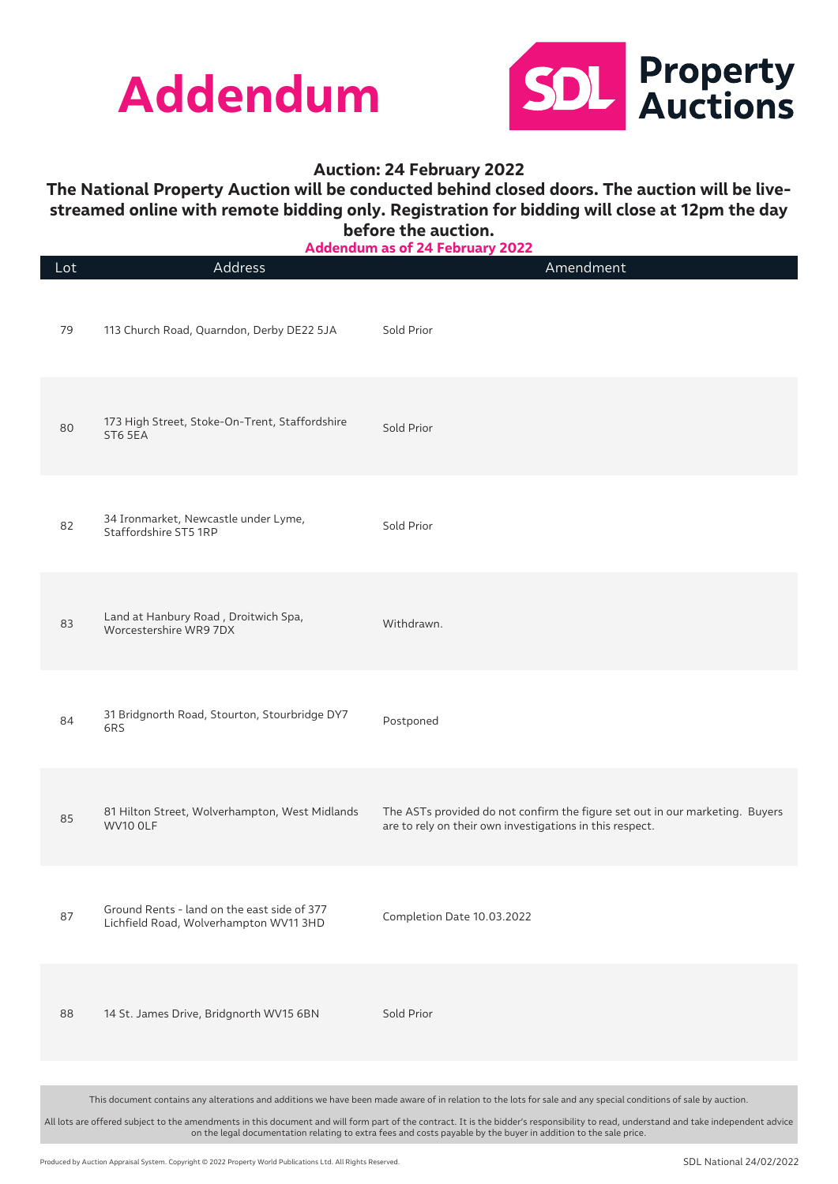# Addendum

SDL Property Auctions

**Auction: 24 February 2022**

**The National Property Auction will be conducted behind closed doors. The auction will be live-streamed online with remote bidding only. Registration for bidding will close at 12pm the day before the auction.**

**Addendum as of 24 February 2022**

| Lot | Address | Amendment |
|---|---|---|
| 79 | 113 Church Road, Quarndon, Derby DE22 5JA | Sold Prior |
| 80 | 173 High Street, Stoke-On-Trent, Staffordshire ST6 5EA | Sold Prior |
| 82 | 34 Ironmarket, Newcastle under Lyme, Staffordshire ST5 1RP | Sold Prior |
| 83 | Land at Hanbury Road , Droitwich Spa, Worcestershire WR9 7DX | Withdrawn. |
| 84 | 31 Bridgnorth Road, Stourton, Stourbridge DY7 6RS | Postponed |
| 85 | 81 Hilton Street, Wolverhampton, West Midlands WV10 0LF | The ASTs provided do not confirm the figure set out in our marketing. Buyers are to rely on their own investigations in this respect. |
| 87 | Ground Rents - land on the east side of 377 Lichfield Road, Wolverhampton WV11 3HD | Completion Date 10.03.2022 |
| 88 | 14 St. James Drive, Bridgnorth WV15 6BN | Sold Prior |

This document contains any alterations and additions we have been made aware of in relation to the lots for sale and any special conditions of sale by auction.

All lots are offered subject to the amendments in this document and will form part of the contract. It is the bidder's responsibility to read, understand and take independent advice on the legal documentation relating to extra fees and costs payable by the buyer in addition to the sale price.

Produced by Auction Appraisal System. Copyright © 2022 Property World Publications Ltd. All Rights Reserved.

SDL National 24/02/2022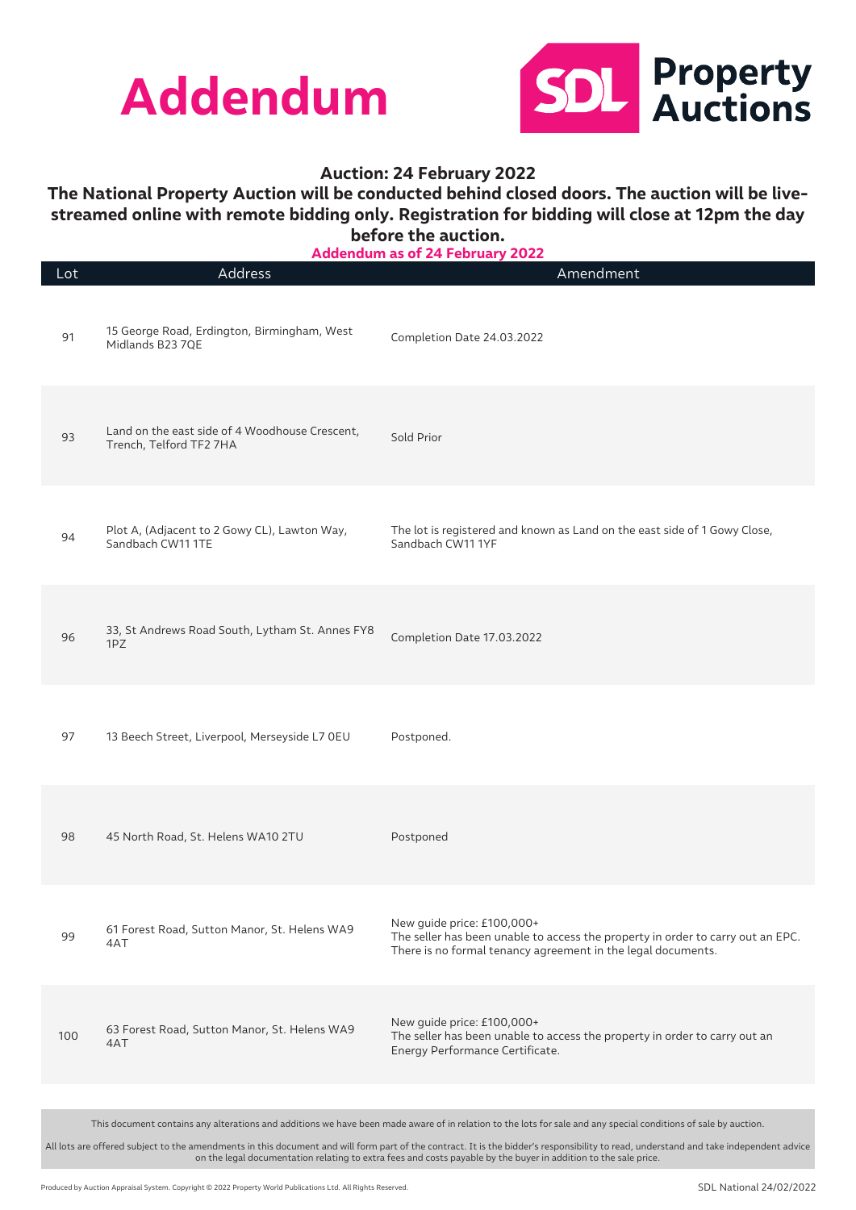# Addendum

**SDL Property Auctions**

### Auction: 24 February 2022

### The National Property Auction will be conducted behind closed doors. The auction will be live-streamed online with remote bidding only. Registration for bidding will close at 12pm the day before the auction.

**Addendum as of 24 February 2022**

| Lot | Address | Amendment |
|---|---|---|
| 91 | 15 George Road, Erdington, Birmingham, West Midlands B23 7QE | Completion Date 24.03.2022 |
| 93 | Land on the east side of 4 Woodhouse Crescent, Trench, Telford TF2 7HA | Sold Prior |
| 94 | Plot A, (Adjacent to 2 Gowy CL), Lawton Way, Sandbach CW11 1TE | The lot is registered and known as Land on the east side of 1 Gowy Close, Sandbach CW11 1YF |
| 96 | 33, St Andrews Road South, Lytham St. Annes FY8 1PZ | Completion Date 17.03.2022 |
| 97 | 13 Beech Street, Liverpool, Merseyside L7 0EU | Postponed. |
| 98 | 45 North Road, St. Helens WA10 2TU | Postponed |
| 99 | 61 Forest Road, Sutton Manor, St. Helens WA9 4AT | New guide price: £100,000+<br>The seller has been unable to access the property in order to carry out an EPC. There is no formal tenancy agreement in the legal documents. |
| 100 | 63 Forest Road, Sutton Manor, St. Helens WA9 4AT | New guide price: £100,000+<br>The seller has been unable to access the property in order to carry out an Energy Performance Certificate. |

This document contains any alterations and additions we have been made aware of in relation to the lots for sale and any special conditions of sale by auction.

All lots are offered subject to the amendments in this document and will form part of the contract. It is the bidder's responsibility to read, understand and take independent advice on the legal documentation relating to extra fees and costs payable by the buyer in addition to the sale price.

Produced by Auction Appraisal System. Copyright © 2022 Property World Publications Ltd. All Rights Reserved.

SDL National 24/02/2022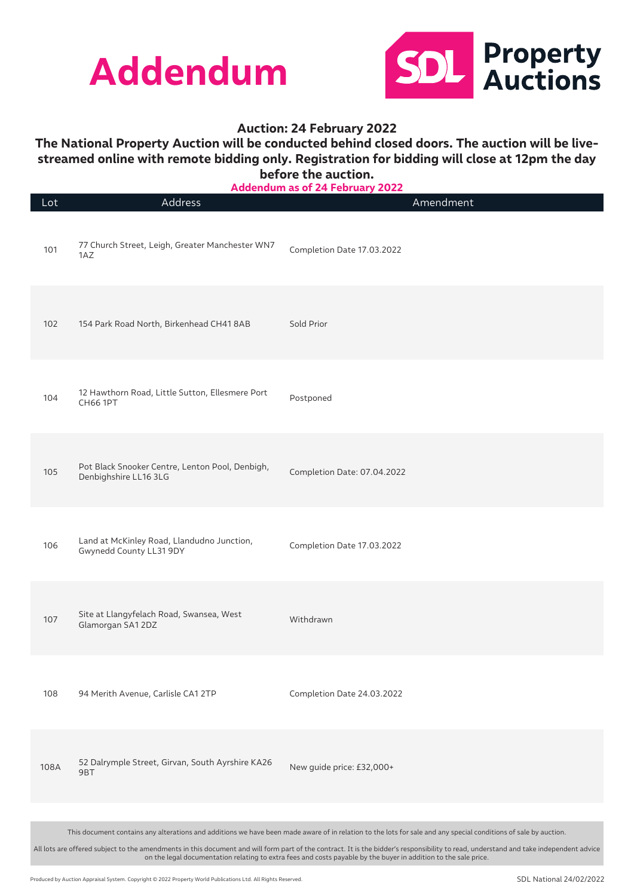# Addendum

**SDL Property Auctions**

**Auction: 24 February 2022**

**The National Property Auction will be conducted behind closed doors. The auction will be live-streamed online with remote bidding only. Registration for bidding will close at 12pm the day before the auction.**

**Addendum as of 24 February 2022**

| Lot | Address | Amendment |
|---|---|---|
| 101 | 77 Church Street, Leigh, Greater Manchester WN7 1AZ | Completion Date 17.03.2022 |
| 102 | 154 Park Road North, Birkenhead CH41 8AB | Sold Prior |
| 104 | 12 Hawthorn Road, Little Sutton, Ellesmere Port CH66 1PT | Postponed |
| 105 | Pot Black Snooker Centre, Lenton Pool, Denbigh, Denbighshire LL16 3LG | Completion Date: 07.04.2022 |
| 106 | Land at McKinley Road, Llandudno Junction, Gwynedd County LL31 9DY | Completion Date 17.03.2022 |
| 107 | Site at Llangyfelach Road, Swansea, West Glamorgan SA1 2DZ | Withdrawn |
| 108 | 94 Merith Avenue, Carlisle CA1 2TP | Completion Date 24.03.2022 |
| 108A | 52 Dalrymple Street, Girvan, South Ayrshire KA26 9BT | New guide price: £32,000+ |

This document contains any alterations and additions we have been made aware of in relation to the lots for sale and any special conditions of sale by auction.

All lots are offered subject to the amendments in this document and will form part of the contract. It is the bidder's responsibility to read, understand and take independent advice on the legal documentation relating to extra fees and costs payable by the buyer in addition to the sale price.

Produced by Auction Appraisal System. Copyright © 2022 Property World Publications Ltd. All Rights Reserved.

SDL National 24/02/2022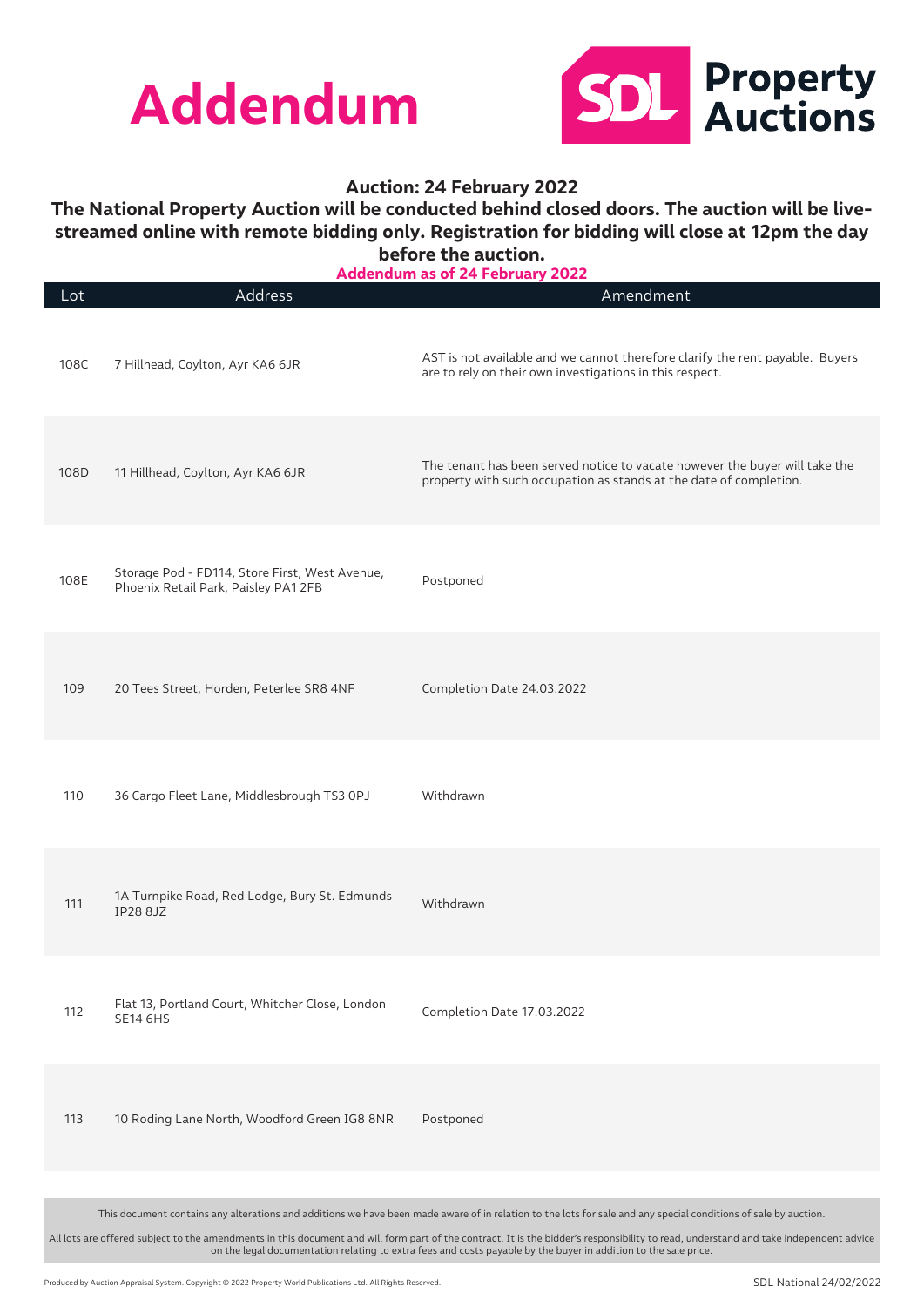# Addendum

**SDL Property Auctions**

### Auction: 24 February 2022

**The National Property Auction will be conducted behind closed doors. The auction will be live-streamed online with remote bidding only. Registration for bidding will close at 12pm the day before the auction.**

**Addendum as of 24 February 2022**

| Lot | Address | Amendment |
|---|---|---|
| 108C | 7 Hillhead, Coylton, Ayr KA6 6JR | AST is not available and we cannot therefore clarify the rent payable. Buyers are to rely on their own investigations in this respect. |
| 108D | 11 Hillhead, Coylton, Ayr KA6 6JR | The tenant has been served notice to vacate however the buyer will take the property with such occupation as stands at the date of completion. |
| 108E | Storage Pod - FD114, Store First, West Avenue, Phoenix Retail Park, Paisley PA1 2FB | Postponed |
| 109 | 20 Tees Street, Horden, Peterlee SR8 4NF | Completion Date 24.03.2022 |
| 110 | 36 Cargo Fleet Lane, Middlesbrough TS3 0PJ | Withdrawn |
| 111 | 1A Turnpike Road, Red Lodge, Bury St. Edmunds IP28 8JZ | Withdrawn |
| 112 | Flat 13, Portland Court, Whitcher Close, London SE14 6HS | Completion Date 17.03.2022 |
| 113 | 10 Roding Lane North, Woodford Green IG8 8NR | Postponed |

This document contains any alterations and additions we have been made aware of in relation to the lots for sale and any special conditions of sale by auction.

All lots are offered subject to the amendments in this document and will form part of the contract. It is the bidder's responsibility to read, understand and take independent advice on the legal documentation relating to extra fees and costs payable by the buyer in addition to the sale price.

Produced by Auction Appraisal System. Copyright © 2022 Property World Publications Ltd. All Rights Reserved.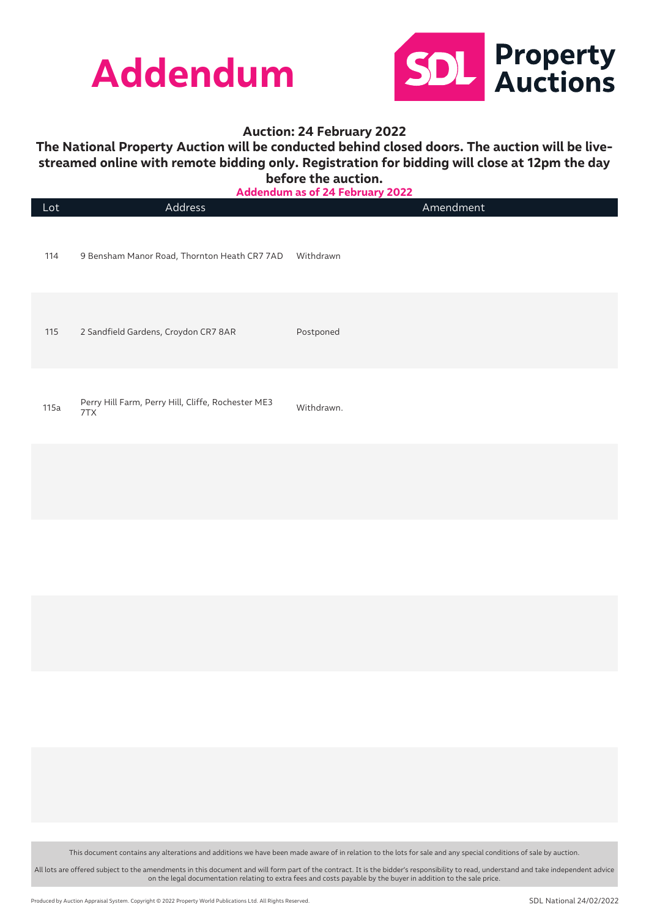# Addendum

**SDL Property Auctions**

**Auction: 24 February 2022**

**The National Property Auction will be conducted behind closed doors. The auction will be live-streamed online with remote bidding only. Registration for bidding will close at 12pm the day before the auction.**

**Addendum as of 24 February 2022**

| Lot | Address | Amendment |
|---|---|---|
| 114 | 9 Bensham Manor Road, Thornton Heath CR7 7AD | Withdrawn |
| 115 | 2 Sandfield Gardens, Croydon CR7 8AR | Postponed |
| 115a | Perry Hill Farm, Perry Hill, Cliffe, Rochester ME3 7TX | Withdrawn. |

This document contains any alterations and additions we have been made aware of in relation to the lots for sale and any special conditions of sale by auction.

All lots are offered subject to the amendments in this document and will form part of the contract. It is the bidder's responsibility to read, understand and take independent advice on the legal documentation relating to extra fees and costs payable by the buyer in addition to the sale price.

Produced by Auction Appraisal System. Copyright © 2022 Property World Publications Ltd. All Rights Reserved.

SDL National 24/02/2022